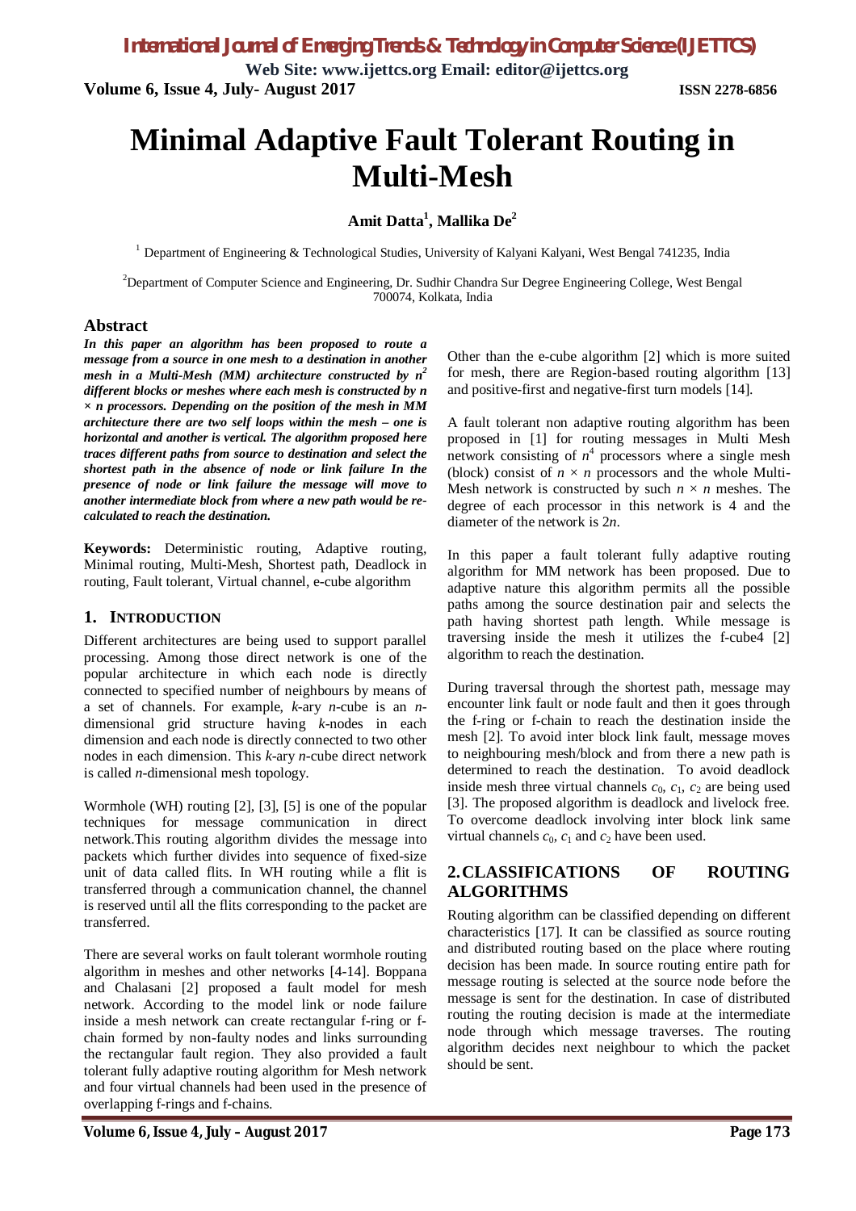# Minimal Adaptive Fault Tolerant Routing in Multi-Mesh

**Amit Datta[1], Mallika De[2]**

[1] Department of Engineering & Technological Studies, University of Kalyani Kalyani, West Bengal 741235, India

[2]Department of Computer Science and Engineering, Dr. Sudhir Chandra Sur Degree Engineering College, West Bengal 700074, Kolkata, India

## Abstract

***In this paper an algorithm has been proposed to route a message from a source in one mesh to a destination in another mesh in a Multi-Mesh (MM) architecture constructed by $n^2$ different blocks or meshes where each mesh is constructed by $n \times n$ processors. Depending on the position of the mesh in MM architecture there are two self loops within the mesh – one is horizontal and another is vertical. The algorithm proposed here traces different paths from source to destination and select the shortest path in the absence of node or link failure In the presence of node or link failure the message will move to another intermediate block from where a new path would be re-calculated to reach the destination.***

**Keywords:** Deterministic routing, Adaptive routing, Minimal routing, Multi-Mesh, Shortest path, Deadlock in routing, Fault tolerant, Virtual channel, e-cube algorithm

## 1. INTRODUCTION

Different architectures are being used to support parallel processing. Among those direct network is one of the popular architecture in which each node is directly connected to specified number of neighbours by means of a set of channels. For example, *k*-ary *n*-cube is an *n*-dimensional grid structure having *k*-nodes in each dimension and each node is directly connected to two other nodes in each dimension. This *k*-ary *n*-cube direct network is called *n*-dimensional mesh topology.

Wormhole (WH) routing [2], [3], [5] is one of the popular techniques for message communication in direct network.This routing algorithm divides the message into packets which further divides into sequence of fixed-size unit of data called flits. In WH routing while a flit is transferred through a communication channel, the channel is reserved until all the flits corresponding to the packet are transferred.

There are several works on fault tolerant wormhole routing algorithm in meshes and other networks [4-14]. Boppana and Chalasani [2] proposed a fault model for mesh network. According to the model link or node failure inside a mesh network can create rectangular f-ring or f-chain formed by non-faulty nodes and links surrounding the rectangular fault region. They also provided a fault tolerant fully adaptive routing algorithm for Mesh network and four virtual channels had been used in the presence of overlapping f-rings and f-chains.

Other than the e-cube algorithm [2] which is more suited for mesh, there are Region-based routing algorithm [13] and positive-first and negative-first turn models [14].

A fault tolerant non adaptive routing algorithm has been proposed in [1] for routing messages in Multi Mesh network consisting of $n^4$ processors where a single mesh (block) consist of $n \times n$ processors and the whole Multi-Mesh network is constructed by such $n \times n$ meshes. The degree of each processor in this network is 4 and the diameter of the network is $2n$.

In this paper a fault tolerant fully adaptive routing algorithm for MM network has been proposed. Due to adaptive nature this algorithm permits all the possible paths among the source destination pair and selects the path having shortest path length. While message is traversing inside the mesh it utilizes the f-cube4 [2] algorithm to reach the destination.

During traversal through the shortest path, message may encounter link fault or node fault and then it goes through the f-ring or f-chain to reach the destination inside the mesh [2]. To avoid inter block link fault, message moves to neighbouring mesh/block and from there a new path is determined to reach the destination. To avoid deadlock inside mesh three virtual channels $c_0$, $c_1$, $c_2$ are being used [3]. The proposed algorithm is deadlock and livelock free. To overcome deadlock involving inter block link same virtual channels $c_0$, $c_1$ and $c_2$ have been used.

## 2. CLASSIFICATIONS OF ROUTING ALGORITHMS

Routing algorithm can be classified depending on different characteristics [17]. It can be classified as source routing and distributed routing based on the place where routing decision has been made. In source routing entire path for message routing is selected at the source node before the message is sent for the destination. In case of distributed routing the routing decision is made at the intermediate node through which message traverses. The routing algorithm decides next neighbour to which the packet should be sent.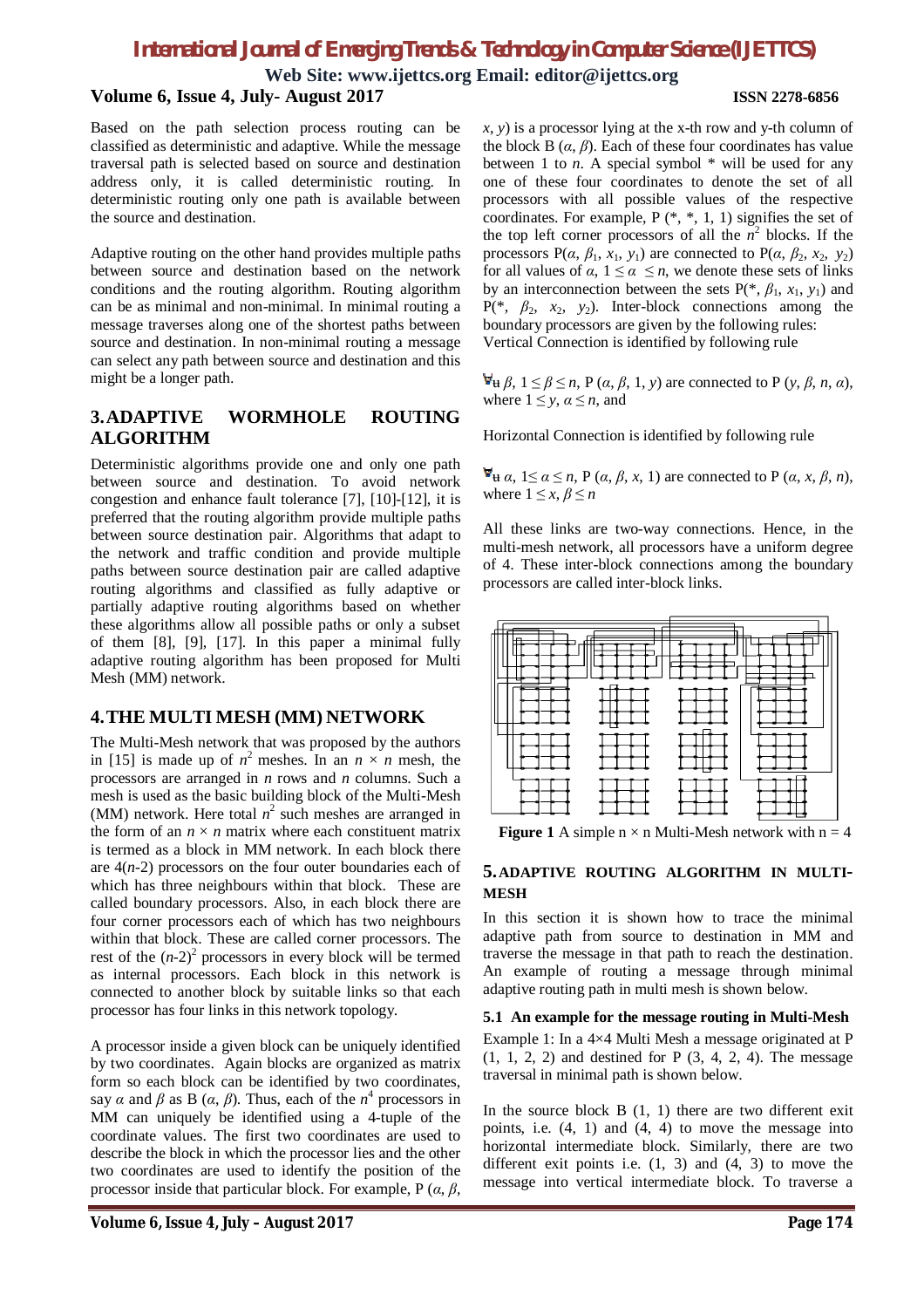Based on the path selection process routing can be classified as deterministic and adaptive. While the message traversal path is selected based on source and destination address only, it is called deterministic routing. In deterministic routing only one path is available between the source and destination.

Adaptive routing on the other hand provides multiple paths between source and destination based on the network conditions and the routing algorithm. Routing algorithm can be as minimal and non-minimal. In minimal routing a message traverses along one of the shortest paths between source and destination. In non-minimal routing a message can select any path between source and destination and this might be a longer path.

## 3. ADAPTIVE WORMHOLE ROUTING ALGORITHM

Deterministic algorithms provide one and only one path between source and destination. To avoid network congestion and enhance fault tolerance [7], [10]-[12], it is preferred that the routing algorithm provide multiple paths between source destination pair. Algorithms that adapt to the network and traffic condition and provide multiple paths between source destination pair are called adaptive routing algorithms and classified as fully adaptive or partially adaptive routing algorithms based on whether these algorithms allow all possible paths or only a subset of them [8], [9], [17]. In this paper a minimal fully adaptive routing algorithm has been proposed for Multi Mesh (MM) network.

## 4. THE MULTI MESH (MM) NETWORK

The Multi-Mesh network that was proposed by the authors in [15] is made up of $n^2$ meshes. In an $n \times n$ mesh, the processors are arranged in $n$ rows and $n$ columns. Such a mesh is used as the basic building block of the Multi-Mesh (MM) network. Here total $n^2$ such meshes are arranged in the form of an $n \times n$ matrix where each constituent matrix is termed as a block in MM network. In each block there are $4(n\text{-}2)$ processors on the four outer boundaries each of which has three neighbours within that block. These are called boundary processors. Also, in each block there are four corner processors each of which has two neighbours within that block. These are called corner processors. The rest of the $(n\text{-}2)^2$ processors in every block will be termed as internal processors. Each block in this network is connected to another block by suitable links so that each processor has four links in this network topology.

A processor inside a given block can be uniquely identified by two coordinates. Again blocks are organized as matrix form so each block can be identified by two coordinates, say $\alpha$ and $\beta$ as B $(\alpha, \beta)$. Thus, each of the $n^4$ processors in MM can uniquely be identified using a 4-tuple of the coordinate values. The first two coordinates are used to describe the block in which the processor lies and the other two coordinates are used to identify the position of the processor inside that particular block. For example, P $(\alpha, \beta, x, y)$ is a processor lying at the x-th row and y-th column of the block B $(\alpha, \beta)$. Each of these four coordinates has value between 1 to $n$. A special symbol * will be used for any one of these four coordinates to denote the set of all processors with all possible values of the respective coordinates. For example, P (*, *, 1, 1) signifies the set of the top left corner processors of all the $n^2$ blocks. If the processors P$(\alpha, \beta_1, x_1, y_1)$ are connected to P$(\alpha, \beta_2, x_2, y_2)$ for all values of $\alpha$, $1 \leq \alpha \leq n$, we denote these sets of links by an interconnection between the sets P(*, $\beta_1$, $x_1$, $y_1$) and P(*, $\beta_2$, $x_2$, $y_2$). Inter-block connections among the boundary processors are given by the following rules:

Vertical Connection is identified by following rule

$\forall \beta$, $1 \leq \beta \leq n$, P $(\alpha, \beta, 1, y)$ are connected to P $(y, \beta, n, \alpha)$, where $1 \leq y, \alpha \leq n$, and

Horizontal Connection is identified by following rule

$\forall \alpha$, $1 \leq \alpha \leq n$, P $(\alpha, \beta, x, 1)$ are connected to P $(\alpha, x, \beta, n)$, where $1 \leq x, \beta \leq n$

All these links are two-way connections. Hence, in the multi-mesh network, all processors have a uniform degree of 4. These inter-block connections among the boundary processors are called inter-block links.

**Figure 1** A simple n × n Multi-Mesh network with n = 4

## 5. ADAPTIVE ROUTING ALGORITHM IN MULTI-MESH

In this section it is shown how to trace the minimal adaptive path from source to destination in MM and traverse the message in that path to reach the destination. An example of routing a message through minimal adaptive routing path in multi mesh is shown below.

### 5.1 An example for the message routing in Multi-Mesh

Example 1: In a 4×4 Multi Mesh a message originated at P (1, 1, 2, 2) and destined for P (3, 4, 2, 4). The message traversal in minimal path is shown below.

In the source block B (1, 1) there are two different exit points, i.e. (4, 1) and (4, 4) to move the message into horizontal intermediate block. Similarly, there are two different exit points i.e. (1, 3) and (4, 3) to move the message into vertical intermediate block. To traverse a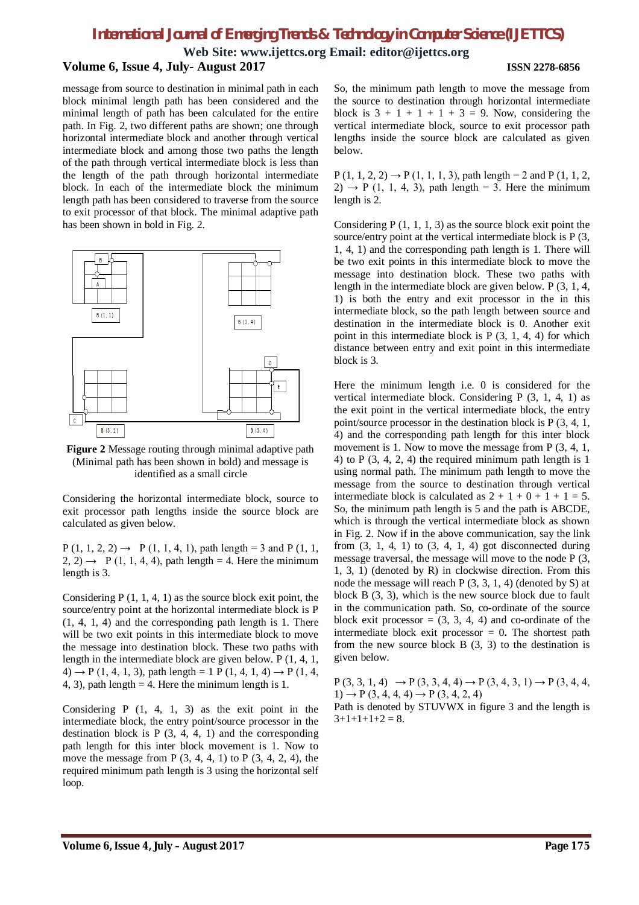message from source to destination in minimal path in each block minimal length path has been considered and the minimal length of path has been calculated for the entire path. In Fig. 2, two different paths are shown; one through horizontal intermediate block and another through vertical intermediate block and among those two paths the length of the path through vertical intermediate block is less than the length of the path through horizontal intermediate block. In each of the intermediate block the minimum length path has been considered to traverse from the source to exit processor of that block. The minimal adaptive path has been shown in bold in Fig. 2.

**Figure 2** Message routing through minimal adaptive path (Minimal path has been shown in bold) and message is identified as a small circle

Considering the horizontal intermediate block, source to exit processor path lengths inside the source block are calculated as given below.

P (1, 1, 2, 2) → P (1, 1, 4, 1), path length = 3 and P (1, 1, 2, 2) → P (1, 1, 4, 4), path length = 4. Here the minimum length is 3.

Considering P (1, 1, 4, 1) as the source block exit point, the source/entry point at the horizontal intermediate block is P (1, 4, 1, 4) and the corresponding path length is 1. There will be two exit points in this intermediate block to move the message into destination block. These two paths with length in the intermediate block are given below. P (1, 4, 1, 4) → P (1, 4, 1, 3), path length = 1 P (1, 4, 1, 4) → P (1, 4, 4, 3), path length = 4. Here the minimum length is 1.

Considering P (1, 4, 1, 3) as the exit point in the intermediate block, the entry point/source processor in the destination block is P (3, 4, 4, 1) and the corresponding path length for this inter block movement is 1. Now to move the message from P (3, 4, 4, 1) to P (3, 4, 2, 4), the required minimum path length is 3 using the horizontal self loop.

So, the minimum path length to move the message from the source to destination through horizontal intermediate block is 3 + 1 + 1 + 1 + 3 = 9. Now, considering the vertical intermediate block, source to exit processor path lengths inside the source block are calculated as given below.

P (1, 1, 2, 2) → P (1, 1, 1, 3), path length = 2 and P (1, 1, 2, 2) → P (1, 1, 4, 3), path length = 3. Here the minimum length is 2.

Considering P (1, 1, 1, 3) as the source block exit point the source/entry point at the vertical intermediate block is P (3, 1, 4, 1) and the corresponding path length is 1. There will be two exit points in this intermediate block to move the message into destination block. These two paths with length in the intermediate block are given below. P (3, 1, 4, 1) is both the entry and exit processor in the in this intermediate block, so the path length between source and destination in the intermediate block is 0. Another exit point in this intermediate block is P (3, 1, 4, 4) for which distance between entry and exit point in this intermediate block is 3.

Here the minimum length i.e. 0 is considered for the vertical intermediate block. Considering P (3, 1, 4, 1) as the exit point in the vertical intermediate block, the entry point/source processor in the destination block is P (3, 4, 1, 4) and the corresponding path length for this inter block movement is 1. Now to move the message from P (3, 4, 1, 4) to P (3, 4, 2, 4) the required minimum path length is 1 using normal path. The minimum path length to move the message from the source to destination through vertical intermediate block is calculated as 2 + 1 + 0 + 1 + 1 = 5. So, the minimum path length is 5 and the path is ABCDE, which is through the vertical intermediate block as shown in Fig. 2. Now if in the above communication, say the link from (3, 1, 4, 1) to (3, 4, 1, 4) got disconnected during message traversal, the message will move to the node P (3, 1, 3, 1) (denoted by R) in clockwise direction. From this node the message will reach P (3, 3, 1, 4) (denoted by S) at block B (3, 3), which is the new source block due to fault in the communication path. So, co-ordinate of the source block exit processor = (3, 3, 4, 4) and co-ordinate of the intermediate block exit processor = 0**.** The shortest path from the new source block B (3, 3) to the destination is given below.

P (3, 3, 1, 4) → P (3, 3, 4, 4) → P (3, 4, 3, 1) → P (3, 4, 4, 1) → P (3, 4, 4, 4) → P (3, 4, 2, 4)

Path is denoted by STUVWX in figure 3 and the length is 3+1+1+1+2 = 8.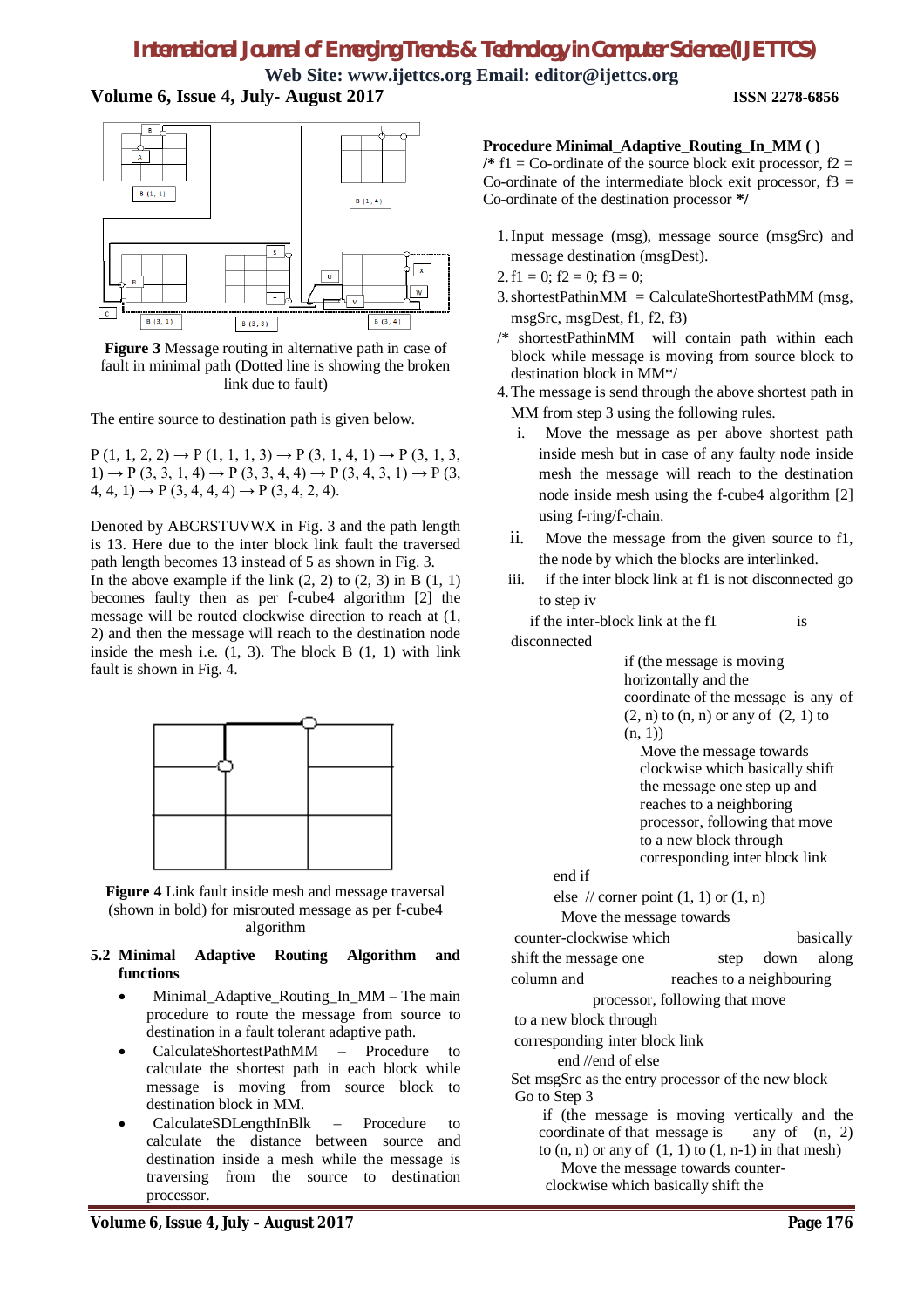**Figure 3** Message routing in alternative path in case of fault in minimal path (Dotted line is showing the broken link due to fault)

The entire source to destination path is given below.

P (1, 1, 2, 2) → P (1, 1, 1, 3) → P (3, 1, 3, 1) → P (3, 1, 4, 1) → P (3, 3, 1, 4) → P (3, 3, 4, 4) → P (3, 4, 3, 1) → P (3, 4, 4, 1) → P (3, 4, 4, 4) → P (3, 4, 2, 4).

Denoted by ABCRSTUVWX in Fig. 3 and the path length is 13. Here due to the inter block link fault the traversed path length becomes 13 instead of 5 as shown in Fig. 3.
In the above example if the link (2, 2) to (2, 3) in B (1, 1) becomes faulty then as per f-cube4 algorithm [2] the message will be routed clockwise direction to reach at (1, 2) and then the message will reach to the destination node inside the mesh i.e. (1, 3). The block B (1, 1) with link fault is shown in Fig. 4.

**Figure 4** Link fault inside mesh and message traversal (shown in bold) for misrouted message as per f-cube4 algorithm

### 5.2 Minimal Adaptive Routing Algorithm and functions

- Minimal_Adaptive_Routing_In_MM – The main procedure to route the message from source to destination in a fault tolerant adaptive path.
- CalculateShortestPathMM – Procedure to calculate the shortest path in each block while message is moving from source block to destination block in MM.
- CalculateSDLengthInBlk – Procedure to calculate the distance between source and destination inside a mesh while the message is traversing from the source to destination processor.

**Procedure Minimal_Adaptive_Routing_In_MM ( )**
**/\*** f1 = Co-ordinate of the source block exit processor, f2 = Co-ordinate of the intermediate block exit processor, f3 = Co-ordinate of the destination processor **\*/**

1. Input message (msg), message source (msgSrc) and message destination (msgDest).
2. f1 = 0; f2 = 0; f3 = 0;
3. shortestPathinMM = CalculateShortestPathMM (msg, msgSrc, msgDest, f1, f2, f3)

/\* shortestPathinMM will contain path within each block while message is moving from source block to destination block in MM\*/

4. The message is send through the above shortest path in MM from step 3 using the following rules.
   i. Move the message as per above shortest path inside mesh but in case of any faulty node inside mesh the message will reach to the destination node inside mesh using the f-cube4 algorithm [2] using f-ring/f-chain.
   ii. Move the message from the given source to f1, the node by which the blocks are interlinked.
   iii. if the inter block link at f1 is not disconnected go to step iv

   if the inter-block link at the f1 is disconnected

   if (the message is moving horizontally and the coordinate of the message is any of (2, n) to (n, n) or any of (2, 1) to (n, 1))
   Move the message towards clockwise which basically shift the message one step up and reaches to a neighboring processor, following that move to a new block through corresponding inter block link
   end if
   else // corner point (1, 1) or (1, n)
   Move the message towards counter-clockwise which basically shift the message one step down along column and reaches to a neighbouring processor, following that move to a new block through corresponding inter block link
   end //end of else
   Set msgSrc as the entry processor of the new block
   Go to Step 3
   if (the message is moving vertically and the coordinate of that message is any of (n, 2) to (n, n) or any of (1, 1) to (1, n-1) in that mesh)
   Move the message towards counter-clockwise which basically shift the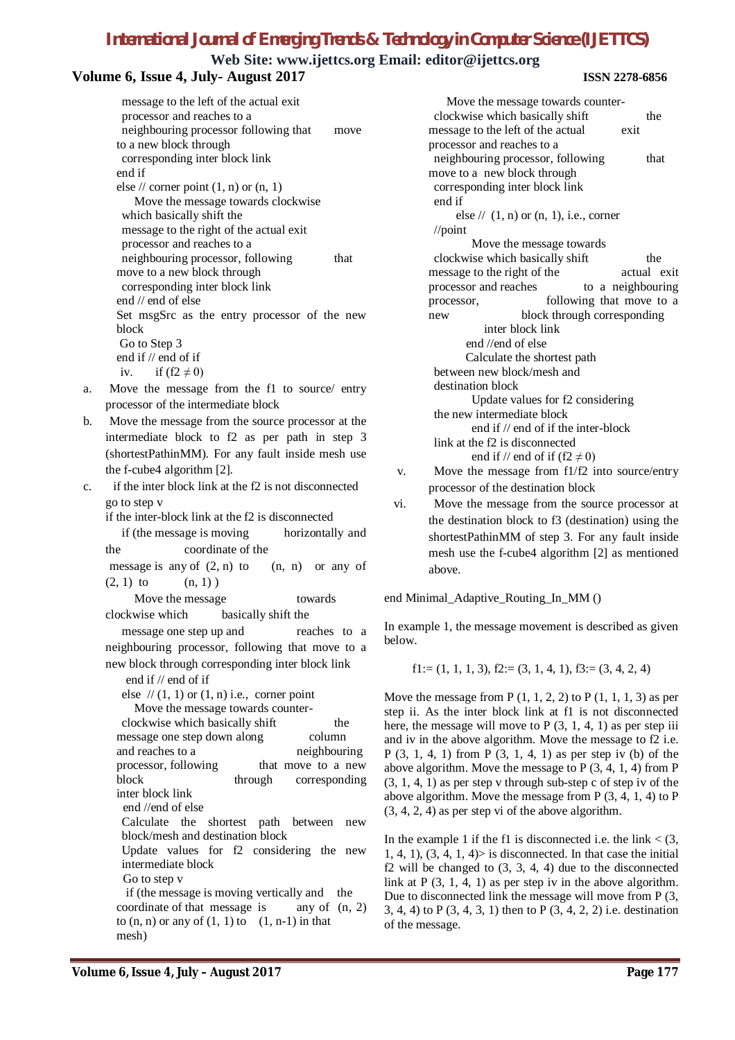message to the left of the actual exit processor and reaches to a neighbouring processor following that move to a new block through corresponding inter block link
end if
else // corner point (1, n) or (n, 1)
Move the message towards clockwise which basically shift the message to the right of the actual exit processor and reaches to a neighbouring processor, following that move to a new block through corresponding inter block link
end // end of else
Set msgSrc as the entry processor of the new block
Go to Step 3
end if // end of if

iv. if ($f2 \neq 0$)

a. Move the message from the f1 to source/ entry processor of the intermediate block

b. Move the message from the source processor at the intermediate block to f2 as per path in step 3 (shortestPathinMM). For any fault inside mesh use the f-cube4 algorithm [2].

c. if the inter block link at the f2 is not disconnected go to step v
if the inter-block link at the f2 is disconnected
if (the message is moving horizontally and the coordinate of the message is any of (2, n) to (n, n) or any of (2, 1) to (n, 1) )
Move the message towards clockwise which basically shift the message one step up and reaches to a neighbouring processor, following that move to a new block through corresponding inter block link
end if // end of if
else // (1, 1) or (1, n) i.e., corner point
Move the message towards counter-clockwise which basically shift the message one step down along column and reaches to a neighbouring processor, following that move to a new block through corresponding inter block link
end //end of else
Calculate the shortest path between new block/mesh and destination block
Update values for f2 considering the new intermediate block
Go to step v
if (the message is moving vertically and the coordinate of that message is any of (n, 2) to (n, n) or any of (1, 1) to (1, n-1) in that mesh)
Move the message towards counter-clockwise which basically shift the message to the left of the actual exit processor and reaches to a neighbouring processor, following that move to a new block through corresponding inter block link
end if
else // (1, n) or (n, 1), i.e., corner //point
Move the message towards clockwise which basically shift the message to the right of the actual exit processor and reaches to a neighbouring processor, following that move to a new block through corresponding inter block link
end //end of else
Calculate the shortest path between new block/mesh and destination block
Update values for f2 considering the new intermediate block
end if // end of if the inter-block link at the f2 is disconnected
end if // end of if ($f2 \neq 0$)

v. Move the message from f1/f2 into source/entry processor of the destination block

vi. Move the message from the source processor at the destination block to f3 (destination) using the shortestPathinMM of step 3. For any fault inside mesh use the f-cube4 algorithm [2] as mentioned above.

end Minimal_Adaptive_Routing_In_MM ()

In example 1, the message movement is described as given below.

f1:= (1, 1, 1, 3), f2:= (3, 1, 4, 1), f3:= (3, 4, 2, 4)

Move the message from P (1, 1, 2, 2) to P (1, 1, 1, 3) as per step ii. As the inter block link at f1 is not disconnected here, the message will move to P (3, 1, 4, 1) as per step iii and iv in the above algorithm. Move the message to f2 i.e. P (3, 1, 4, 1) from P (3, 1, 4, 1) as per step iv (b) of the above algorithm. Move the message to P (3, 4, 1, 4) from P (3, 1, 4, 1) as per step v through sub-step c of step iv of the above algorithm. Move the message from P (3, 4, 1, 4) to P (3, 4, 2, 4) as per step vi of the above algorithm.

In the example 1 if the f1 is disconnected i.e. the link < (3, 1, 4, 1), (3, 4, 1, 4)> is disconnected. In that case the initial f2 will be changed to (3, 3, 4, 4) due to the disconnected link at P (3, 1, 4, 1) as per step iv in the above algorithm. Due to disconnected link the message will move from P (3, 3, 4, 4) to P (3, 4, 3, 1) then to P (3, 4, 2, 2) i.e. destination of the message.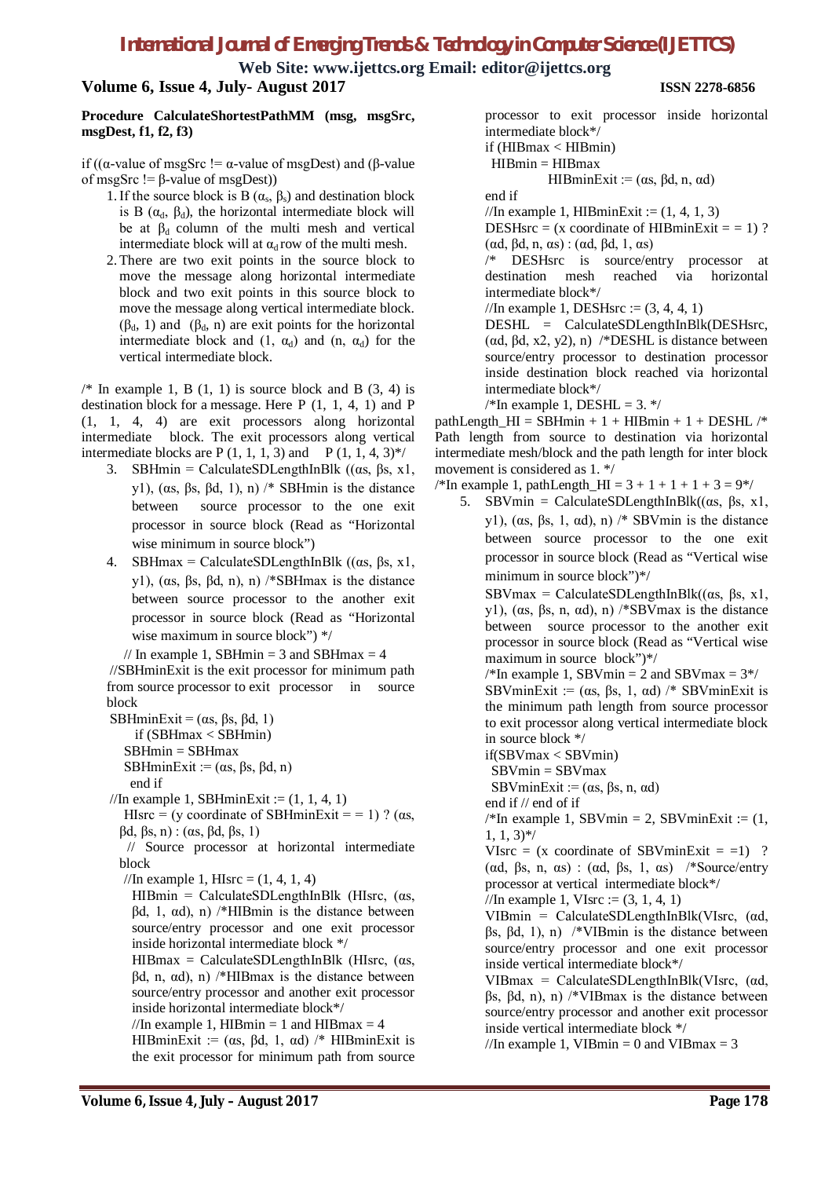**Procedure CalculateShortestPathMM (msg, msgSrc, msgDest, f1, f2, f3)**

if ((α-value of msgSrc != α-value of msgDest) and (β-value of msgSrc != β-value of msgDest))

1. If the source block is B ($\alpha_s$, $\beta_s$) and destination block is B ($\alpha_d$, $\beta_d$), the horizontal intermediate block will be at $\beta_d$ column of the multi mesh and vertical intermediate block will at $\alpha_d$ row of the multi mesh.
2. There are two exit points in the source block to move the message along horizontal intermediate block and two exit points in this source block to move the message along vertical intermediate block. ($\beta_d$, 1) and ($\beta_d$, n) are exit points for the horizontal intermediate block and (1, $\alpha_d$) and (n, $\alpha_d$) for the vertical intermediate block.

/* In example 1, B (1, 1) is source block and B (3, 4) is destination block for a message. Here P (1, 1, 4, 1) and P (1, 1, 4, 4) are exit processors along horizontal intermediate block. The exit processors along vertical intermediate blocks are P (1, 1, 1, 3) and P (1, 1, 4, 3)*/

3. SBHmin = CalculateSDLengthInBlk ((αs, βs, x1, y1), (αs, βs, βd, 1), n) /* SBHmin is the distance between source processor to the one exit processor in source block (Read as "Horizontal wise minimum in source block")
4. SBHmax = CalculateSDLengthInBlk ((αs, βs, x1, y1), (αs, βs, βd, n), n) /*SBHmax is the distance between source processor to the another exit processor in source block (Read as "Horizontal wise maximum in source block") */

   // In example 1, SBHmin = 3 and SBHmax = 4

   //SBHminExit is the exit processor for minimum path from source processor to exit processor in source block

   SBHminExit = (αs, βs, βd, 1)
   if (SBHmax < SBHmin)
   SBHmin = SBHmax
   SBHminExit := (αs, βs, βd, n)
   end if

   //In example 1, SBHminExit := (1, 1, 4, 1)

   HIsrc = (y coordinate of SBHminExit = = 1) ? (αs, βd, βs, n) : (αs, βd, βs, 1)

   // Source processor at horizontal intermediate block

   //In example 1, HIsrc = (1, 4, 1, 4)

   HIBmin = CalculateSDLengthInBlk (HIsrc, (αs, βd, 1, αd), n) /*HIBmin is the distance between source/entry processor and one exit processor inside horizontal intermediate block */

   HIBmax = CalculateSDLengthInBlk (HIsrc, (αs, βd, n, αd), n) /*HIBmax is the distance between source/entry processor and another exit processor inside horizontal intermediate block*/

   //In example 1, HIBmin = 1 and HIBmax = 4

   HIBminExit := (αs, βd, 1, αd) /* HIBminExit is the exit processor for minimum path from source processor to exit processor inside horizontal intermediate block*/

   if (HIBmax < HIBmin)
   HIBmin = HIBmax
   HIBminExit := (αs, βd, n, αd)
   end if

   //In example 1, HIBminExit := (1, 4, 1, 3)

   DESHsrc = (x coordinate of HIBminExit = = 1) ? (αd, βd, n, αs) : (αd, βd, 1, αs)

   /* DESHsrc is source/entry processor at destination mesh reached via horizontal intermediate block*/

   //In example 1, DESHsrc := (3, 4, 4, 1)

   DESHL = CalculateSDLengthInBlk(DESHsrc, (αd, βd, x2, y2), n) /*DESHL is distance between source/entry processor to destination processor inside destination block reached via horizontal intermediate block*/

   /*In example 1, DESHL = 3. */

pathLength_HI = SBHmin + 1 + HIBmin + 1 + DESHL /* Path length from source to destination via horizontal intermediate mesh/block and the path length for inter block movement is considered as 1. */

/*In example 1, pathLength_HI = 3 + 1 + 1 + 1 + 3 = 9*/

5. SBVmin = CalculateSDLengthInBlk((αs, βs, x1, y1), (αs, βs, 1, αd), n) /* SBVmin is the distance between source processor to the one exit processor in source block (Read as "Vertical wise minimum in source block")*/

   SBVmax = CalculateSDLengthInBlk((αs, βs, x1, y1), (αs, βs, n, αd), n) /*SBVmax is the distance between source processor to the another exit processor in source block (Read as "Vertical wise maximum in source block")*/

   /*In example 1, SBVmin = 2 and SBVmax = 3*/

   SBVminExit := (αs, βs, 1, αd) /* SBVminExit is the minimum path length from source processor to exit processor along vertical intermediate block in source block */

   if(SBVmax < SBVmin)
   SBVmin = SBVmax
   SBVminExit := (αs, βs, n, αd)
   end if // end of if

   /*In example 1, SBVmin = 2, SBVminExit := (1, 1, 1, 3)*/

   VIsrc = (x coordinate of SBVminExit = =1) ? (αd, βs, n, αs) : (αd, βs, 1, αs) /*Source/entry processor at vertical intermediate block*/

   //In example 1, VIsrc := (3, 1, 4, 1)

   VIBmin = CalculateSDLengthInBlk(VIsrc, (αd, βs, βd, 1), n) /*VIBmin is the distance between source/entry processor and one exit processor inside vertical intermediate block*/

   VIBmax = CalculateSDLengthInBlk(VIsrc, (αd, βs, βd, n), n) /*VIBmax is the distance between source/entry processor and another exit processor inside vertical intermediate block */

   //In example 1, VIBmin = 0 and VIBmax = 3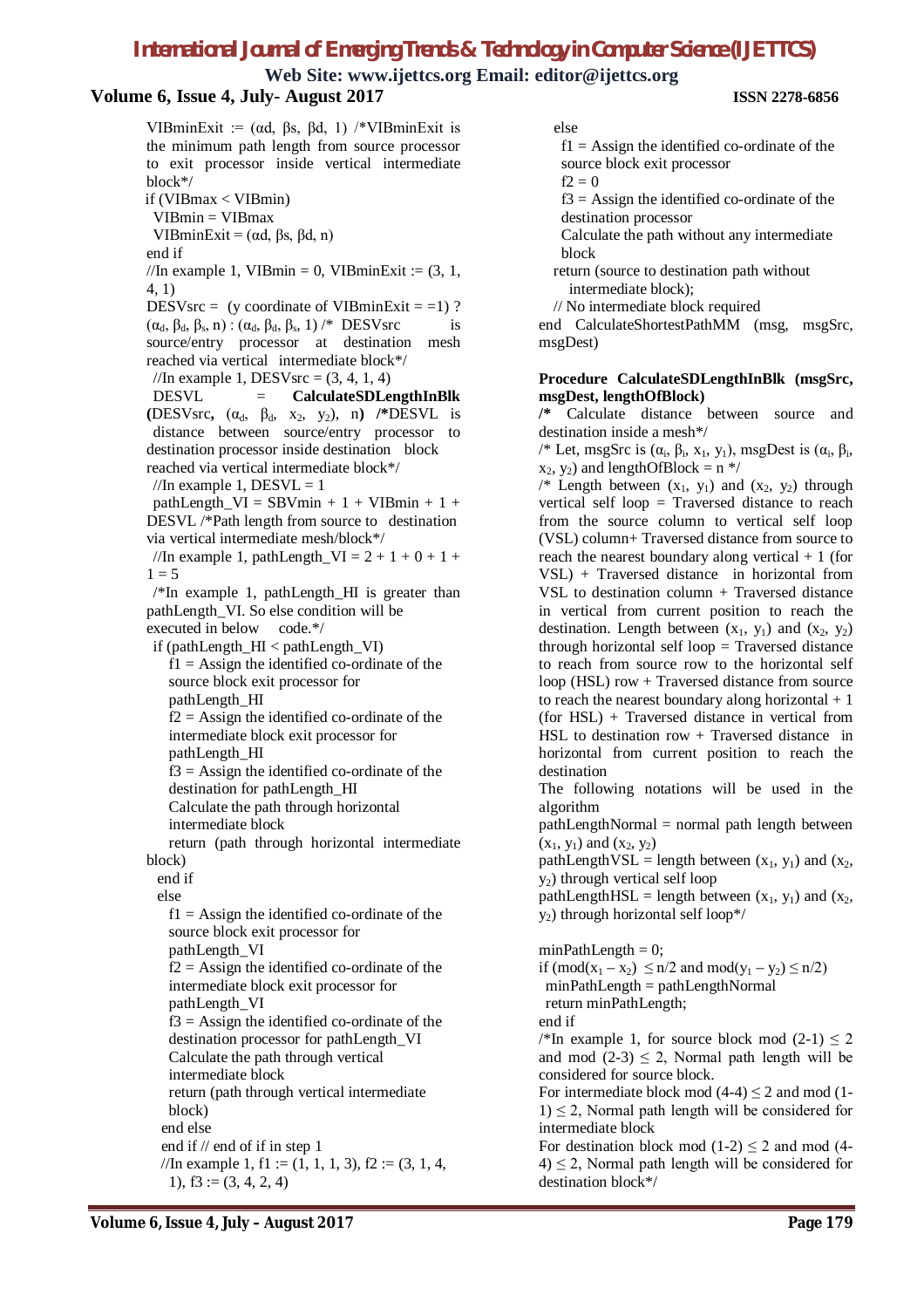VIBminExit := ($\alpha$d, $\beta$s, $\beta$d, 1) /*VIBminExit is the minimum path length from source processor to exit processor inside vertical intermediate block*/

```
if (VIBmax < VIBmin)
  VIBmin = VIBmax
  VIBminExit = (αd, βs, βd, n)
end if
```

//In example 1, VIBmin = 0, VIBminExit := (3, 1, 4, 1)

DESVsrc = (y coordinate of VIBminExit = =1) ? ($\alpha_d$, $\beta_d$, $\beta_s$, n) : ($\alpha_d$, $\beta_d$, $\beta_s$, 1) /* DESVsrc is source/entry processor at destination mesh reached via vertical intermediate block*/

//In example 1, DESVsrc = (3, 4, 1, 4)

DESVL = **CalculateSDLengthInBlk (**DESVsrc**,** ($\alpha_d$, $\beta_d$, $x_2$, $y_2$), n**) /***DESVL is distance between source/entry processor to destination processor inside destination block reached via vertical intermediate block*/

//In example 1, DESVL = 1

pathLength_VI = SBVmin + 1 + VIBmin + 1 + DESVL /*Path length from source to destination via vertical intermediate mesh/block*/

//In example 1, pathLength_VI = 2 + 1 + 0 + 1 + 1 = 5

/*In example 1, pathLength_HI is greater than pathLength_VI. So else condition will be executed in below code.*/

```
if (pathLength_HI < pathLength_VI)
   f1 = Assign the identified co-ordinate of the
   source block exit processor for
   pathLength_HI
   f2 = Assign the identified co-ordinate of the
   intermediate block exit processor for
   pathLength_HI
   f3 = Assign the identified co-ordinate of the
   destination for pathLength_HI
   Calculate the path through horizontal
   intermediate block
   return (path through horizontal intermediate
block)
 end if
 else
   f1 = Assign the identified co-ordinate of the
   source block exit processor for
   pathLength_VI
   f2 = Assign the identified co-ordinate of the
   intermediate block exit processor for
   pathLength_VI
   f3 = Assign the identified co-ordinate of the
   destination processor for pathLength_VI
   Calculate the path through vertical
   intermediate block
   return (path through vertical intermediate
   block)
 end else
 end if // end of if in step 1
 //In example 1, f1 := (1, 1, 1, 3), f2 := (3, 1, 4,
   1), f3 := (3, 4, 2, 4)
else
  f1 = Assign the identified co-ordinate of the
  source block exit processor
  f2 = 0
  f3 = Assign the identified co-ordinate of the
  destination processor
  Calculate the path without any intermediate
  block
 return (source to destination path without
   intermediate block);
 // No intermediate block required
end CalculateShortestPathMM (msg, msgSrc, msgDest)
```

**Procedure CalculateSDLengthInBlk (msgSrc, msgDest, lengthOfBlock)**

**/*** Calculate distance between source and destination inside a mesh*/

/* Let, msgSrc is ($\alpha_i$, $\beta_i$, $x_1$, $y_1$), msgDest is ($\alpha_i$, $\beta_i$, $x_2$, $y_2$) and lengthOfBlock = n */

/* Length between ($x_1$, $y_1$) and ($x_2$, $y_2$) through vertical self loop = Traversed distance to reach from the source column to vertical self loop (VSL) column+ Traversed distance from source to reach the nearest boundary along vertical + 1 (for VSL) + Traversed distance in horizontal from VSL to destination column + Traversed distance in vertical from current position to reach the destination. Length between ($x_1$, $y_1$) and ($x_2$, $y_2$) through horizontal self loop = Traversed distance to reach from source row to the horizontal self loop (HSL) row + Traversed distance from source to reach the nearest boundary along horizontal + 1 (for HSL) + Traversed distance in vertical from HSL to destination row + Traversed distance in horizontal from current position to reach the destination

The following notations will be used in the algorithm

pathLengthNormal = normal path length between ($x_1$, $y_1$) and ($x_2$, $y_2$)

pathLengthVSL = length between ($x_1$, $y_1$) and ($x_2$, $y_2$) through vertical self loop

pathLengthHSL = length between ($x_1$, $y_1$) and ($x_2$, $y_2$) through horizontal self loop*/

```
minPathLength = 0;
if (mod(x1 – x2) ≤ n/2 and mod(y1 – y2) ≤ n/2)
  minPathLength = pathLengthNormal
  return minPathLength;
end if
```

/*In example 1, for source block mod (2-1) $\leq$ 2 and mod (2-3) $\leq$ 2, Normal path length will be considered for source block.

For intermediate block mod (4-4) $\leq$ 2 and mod (1-1) $\leq$ 2, Normal path length will be considered for intermediate block

For destination block mod (1-2) $\leq$ 2 and mod (4-4) $\leq$ 2, Normal path length will be considered for destination block*/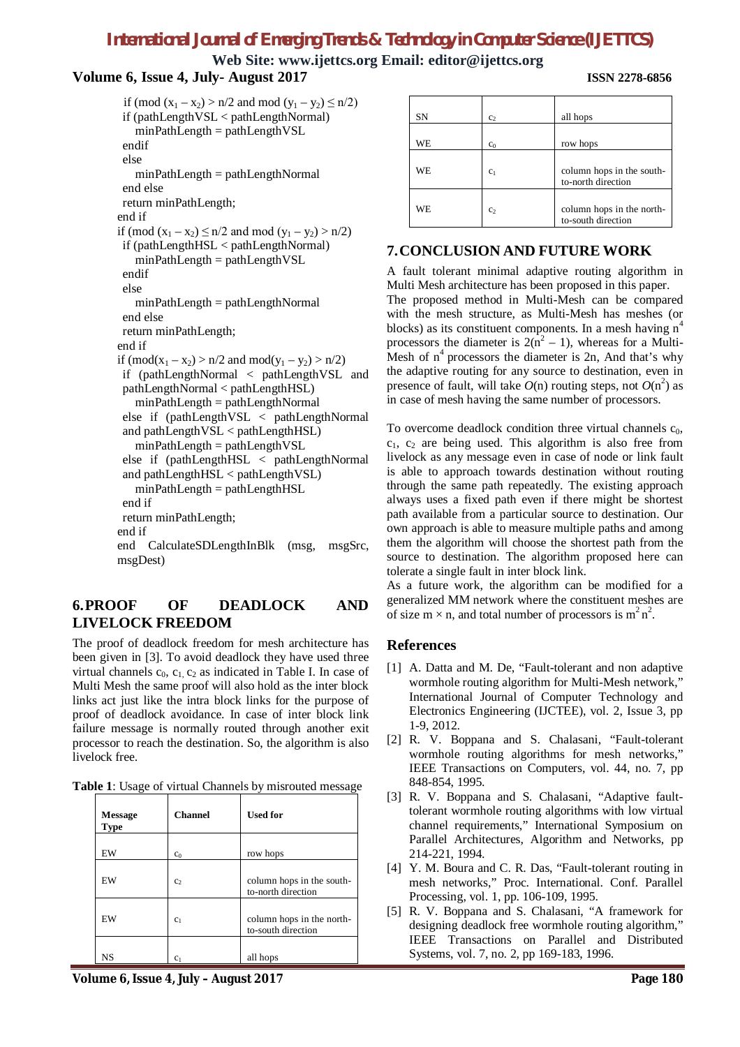```
 if (mod (x1 – x2) > n/2 and mod (y1 – y2) ≤ n/2)
  if (pathLengthVSL < pathLengthNormal)
     minPathLength = pathLengthVSL
  endif
  else
     minPathLength = pathLengthNormal
  end else
  return minPathLength;
 end if
 if (mod (x1 – x2) ≤ n/2 and mod (y1 – y2) > n/2)
  if (pathLengthHSL < pathLengthNormal)
     minPathLength = pathLengthVSL
  endif
  else
     minPathLength = pathLengthNormal
  end else
  return minPathLength;
 end if
 if (mod(x1 – x2) > n/2 and mod(y1 – y2) > n/2)
  if (pathLengthNormal < pathLengthVSL and
  pathLengthNormal < pathLengthHSL)
     minPathLength = pathLengthNormal
  else if (pathLengthVSL < pathLengthNormal
  and pathLengthVSL < pathLengthHSL)
     minPathLength = pathLengthVSL
  else if (pathLengthHSL < pathLengthNormal
  and pathLengthHSL < pathLengthVSL)
     minPathLength = pathLengthHSL
  end if
  return minPathLength;
 end if
 end CalculateSDLengthInBlk (msg, msgSrc,
 msgDest)
```

## 6. PROOF OF DEADLOCK AND LIVELOCK FREEDOM

The proof of deadlock freedom for mesh architecture has been given in [3]. To avoid deadlock they have used three virtual channels $c_0$, $c_1$, $c_2$ as indicated in Table I. In case of Multi Mesh the same proof will also hold as the inter block links act just like the intra block links for the purpose of proof of deadlock avoidance. In case of inter block link failure message is normally routed through another exit processor to reach the destination. So, the algorithm is also livelock free.

**Table 1**: Usage of virtual Channels by misrouted message

| Message Type | Channel | Used for |
|---|---|---|
| EW | $c_0$ | row hops |
| EW | $c_2$ | column hops in the south-to-north direction |
| EW | $c_1$ | column hops in the north-to-south direction |
| NS | $c_1$ | all hops |
| SN | $c_2$ | all hops |
| WE | $c_0$ | row hops |
| WE | $c_1$ | column hops in the south-to-north direction |
| WE | $c_2$ | column hops in the north-to-south direction |

## 7. CONCLUSION AND FUTURE WORK

A fault tolerant minimal adaptive routing algorithm in Multi Mesh architecture has been proposed in this paper. The proposed method in Multi-Mesh can be compared with the mesh structure, as Multi-Mesh has meshes (or blocks) as its constituent components. In a mesh having $n^4$ processors the diameter is $2(n^2 – 1)$, whereas for a Multi-Mesh of $n^4$ processors the diameter is $2n$, And that's why the adaptive routing for any source to destination, even in presence of fault, will take $O(n)$ routing steps, not $O(n^2)$ as in case of mesh having the same number of processors.

To overcome deadlock condition three virtual channels $c_0$, $c_1$, $c_2$ are being used. This algorithm is also free from livelock as any message even in case of node or link fault is able to approach towards destination without routing through the same path repeatedly. The existing approach always uses a fixed path even if there might be shortest path available from a particular source to destination. Our own approach is able to measure multiple paths and among them the algorithm will choose the shortest path from the source to destination. The algorithm proposed here can tolerate a single fault in inter block link.

As a future work, the algorithm can be modified for a generalized MM network where the constituent meshes are of size $m \times n$, and total number of processors is $m^2 n^2$.

## References

[1] A. Datta and M. De, "Fault-tolerant and non adaptive wormhole routing algorithm for Multi-Mesh network," International Journal of Computer Technology and Electronics Engineering (IJCTEE), vol. 2, Issue 3, pp 1-9, 2012.

[2] R. V. Boppana and S. Chalasani, "Fault-tolerant wormhole routing algorithms for mesh networks," IEEE Transactions on Computers, vol. 44, no. 7, pp 848-854, 1995.

[3] R. V. Boppana and S. Chalasani, "Adaptive fault-tolerant wormhole routing algorithms with low virtual channel requirements," International Symposium on Parallel Architectures, Algorithm and Networks, pp 214-221, 1994.

[4] Y. M. Boura and C. R. Das, "Fault-tolerant routing in mesh networks," Proc. International. Conf. Parallel Processing, vol. 1, pp. 106-109, 1995.

[5] R. V. Boppana and S. Chalasani, "A framework for designing deadlock free wormhole routing algorithm," IEEE Transactions on Parallel and Distributed Systems, vol. 7, no. 2, pp 169-183, 1996.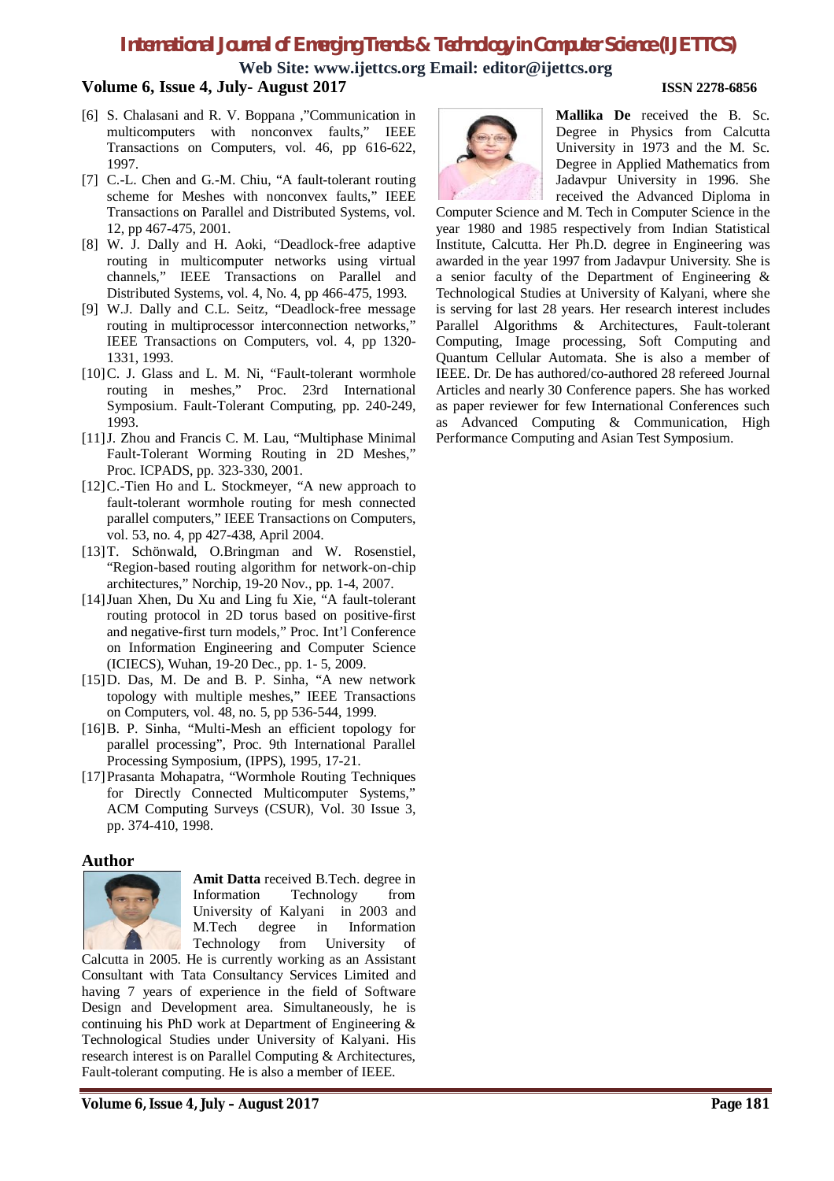[6] S. Chalasani and R. V. Boppana ,"Communication in multicomputers with nonconvex faults," IEEE Transactions on Computers, vol. 46, pp 616-622, 1997.

[7] C.-L. Chen and G.-M. Chiu, "A fault-tolerant routing scheme for Meshes with nonconvex faults," IEEE Transactions on Parallel and Distributed Systems, vol. 12, pp 467-475, 2001.

[8] W. J. Dally and H. Aoki, "Deadlock-free adaptive routing in multicomputer networks using virtual channels," IEEE Transactions on Parallel and Distributed Systems, vol. 4, No. 4, pp 466-475, 1993.

[9] W.J. Dally and C.L. Seitz, "Deadlock-free message routing in multiprocessor interconnection networks," IEEE Transactions on Computers, vol. 4, pp 1320-1331, 1993.

[10] C. J. Glass and L. M. Ni, "Fault-tolerant wormhole routing in meshes," Proc. 23rd International Symposium. Fault-Tolerant Computing, pp. 240-249, 1993.

[11] J. Zhou and Francis C. M. Lau, "Multiphase Minimal Fault-Tolerant Worming Routing in 2D Meshes," Proc. ICPADS, pp. 323-330, 2001.

[12] C.-Tien Ho and L. Stockmeyer, "A new approach to fault-tolerant wormhole routing for mesh connected parallel computers," IEEE Transactions on Computers, vol. 53, no. 4, pp 427-438, April 2004.

[13] T. Schönwald, O.Bringman and W. Rosenstiel, "Region-based routing algorithm for network-on-chip architectures," Norchip, 19-20 Nov., pp. 1-4, 2007.

[14] Juan Xhen, Du Xu and Ling fu Xie, "A fault-tolerant routing protocol in 2D torus based on positive-first and negative-first turn models," Proc. Int'l Conference on Information Engineering and Computer Science (ICIECS), Wuhan, 19-20 Dec., pp. 1- 5, 2009.

[15] D. Das, M. De and B. P. Sinha, "A new network topology with multiple meshes," IEEE Transactions on Computers, vol. 48, no. 5, pp 536-544, 1999.

[16] B. P. Sinha, "Multi-Mesh an efficient topology for parallel processing", Proc. 9th International Parallel Processing Symposium, (IPPS), 1995, 17-21.

[17] Prasanta Mohapatra, "Wormhole Routing Techniques for Directly Connected Multicomputer Systems," ACM Computing Surveys (CSUR), Vol. 30 Issue 3, pp. 374-410, 1998.

## Author

**Amit Datta** received B.Tech. degree in Information Technology from University of Kalyani in 2003 and M.Tech degree in Information Technology from University of Calcutta in 2005. He is currently working as an Assistant Consultant with Tata Consultancy Services Limited and having 7 years of experience in the field of Software Design and Development area. Simultaneously, he is continuing his PhD work at Department of Engineering & Technological Studies under University of Kalyani. His research interest is on Parallel Computing & Architectures, Fault-tolerant computing. He is also a member of IEEE.

**Mallika De** received the B. Sc. Degree in Physics from Calcutta University in 1973 and the M. Sc. Degree in Applied Mathematics from Jadavpur University in 1996. She received the Advanced Diploma in Computer Science and M. Tech in Computer Science in the year 1980 and 1985 respectively from Indian Statistical Institute, Calcutta. Her Ph.D. degree in Engineering was awarded in the year 1997 from Jadavpur University. She is a senior faculty of the Department of Engineering & Technological Studies at University of Kalyani, where she is serving for last 28 years. Her research interest includes Parallel Algorithms & Architectures, Fault-tolerant Computing, Image processing, Soft Computing and Quantum Cellular Automata. She is also a member of IEEE. Dr. De has authored/co-authored 28 refereed Journal Articles and nearly 30 Conference papers. She has worked as paper reviewer for few International Conferences such as Advanced Computing & Communication, High Performance Computing and Asian Test Symposium.